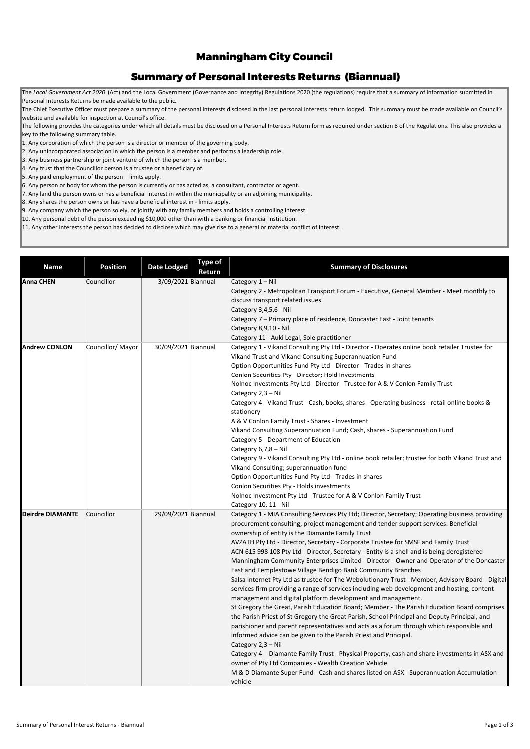# Manningham City Council

## Summary of Personal Interests Returns (Biannual)

The *Local Government Act 2020* (Act) and the Local Government (Governance and Integrity) Regulations 2020 (the regulations) require that a summary of information submitted in Personal Interests Returns be made available to the public.

The Chief Executive Officer must prepare a summary of the personal interests disclosed in the last personal interests return lodged. This summary must be made available on Council's website and available for inspection at Council's office.

The following provides the categories under which all details must be disclosed on a Personal Interests Return form as required under section 8 of the Regulations. This also provides a key to the following summary table.

1. Any corporation of which the person is a director or member of the governing body.
2. Any unincorporated association in which the person is a member and performs a leadership role.
3. Any business partnership or joint venture of which the person is a member.
4. Any trust that the Councillor person is a trustee or a beneficiary of.
5. Any paid employment of the person – limits apply.
6. Any person or body for whom the person is currently or has acted as, a consultant, contractor or agent.
7. Any land the person owns or has a beneficial interest in within the municipality or an adjoining municipality.
8. Any shares the person owns or has have a beneficial interest in - limits apply.
9. Any company which the person solely, or jointly with any family members and holds a controlling interest.
10. Any personal debt of the person exceeding $10,000 other than with a banking or financial institution.
11. Any other interests the person has decided to disclose which may give rise to a general or material conflict of interest.

| Name | Position | Date Lodged | Type of Return | Summary of Disclosures |
|---|---|---|---|---|
| **Anna CHEN** | Councillor | 3/09/2021 | Biannual | Category 1 – Nil<br>Category 2 - Metropolitan Transport Forum - Executive, General Member - Meet monthly to discuss transport related issues.<br>Category 3,4,5,6 - Nil<br>Category 7 – Primary place of residence, Doncaster East - Joint tenants<br>Category 8,9,10 - Nil<br>Category 11 - Auki Legal, Sole practitioner |
| **Andrew CONLON** | Councillor/ Mayor | 30/09/2021 | Biannual | Category 1 - Vikand Consulting Pty Ltd - Director - Operates online book retailer Trustee for Vikand Trust and Vikand Consulting Superannuation Fund<br>Option Opportunities Fund Pty Ltd - Director - Trades in shares<br>Conlon Securities Pty - Director; Hold Investments<br>Nolnoc Investments Pty Ltd - Director - Trustee for A & V Conlon Family Trust<br>Category 2,3 – Nil<br>Category 4 - Vikand Trust - Cash, books, shares - Operating business - retail online books & stationery<br>A & V Conlon Family Trust - Shares - Investment<br>Vikand Consulting Superannuation Fund; Cash, shares - Superannuation Fund<br>Category 5 - Department of Education<br>Category 6,7,8 – Nil<br>Category 9 - Vikand Consulting Pty Ltd - online book retailer; trustee for both Vikand Trust and Vikand Consulting; superannuation fund<br>Option Opportunities Fund Pty Ltd - Trades in shares<br>Conlon Securities Pty - Holds investments<br>Nolnoc Investment Pty Ltd - Trustee for A & V Conlon Family Trust<br>Category 10, 11 - Nil |
| **Deirdre DIAMANTE** | Councillor | 29/09/2021 | Biannual | Category 1 - MIA Consulting Services Pty Ltd; Director, Secretary; Operating business providing procurement consulting, project management and tender support services. Beneficial ownership of entity is the Diamante Family Trust<br>AVZATH Pty Ltd - Director, Secretary - Corporate Trustee for SMSF and Family Trust<br>ACN 615 998 108 Pty Ltd - Director, Secretary - Entity is a shell and is being deregistered<br>Manningham Community Enterprises Limited - Director - Owner and Operator of the Doncaster East and Templestowe Village Bendigo Bank Community Branches<br>Salsa Internet Pty Ltd as trustee for The Webolutionary Trust - Member, Advisory Board - Digital services firm providing a range of services including web development and hosting, content management and digital platform development and management.<br>St Gregory the Great, Parish Education Board; Member - The Parish Education Board comprises the Parish Priest of St Gregory the Great Parish, School Principal and Deputy Principal, and parishioner and parent representatives and acts as a forum through which responsible and informed advice can be given to the Parish Priest and Principal.<br>Category 2,3 – Nil<br>Category 4 - Diamante Family Trust - Physical Property, cash and share investments in ASX and owner of Pty Ltd Companies - Wealth Creation Vehicle<br>M & D Diamante Super Fund - Cash and shares listed on ASX - Superannuation Accumulation vehicle |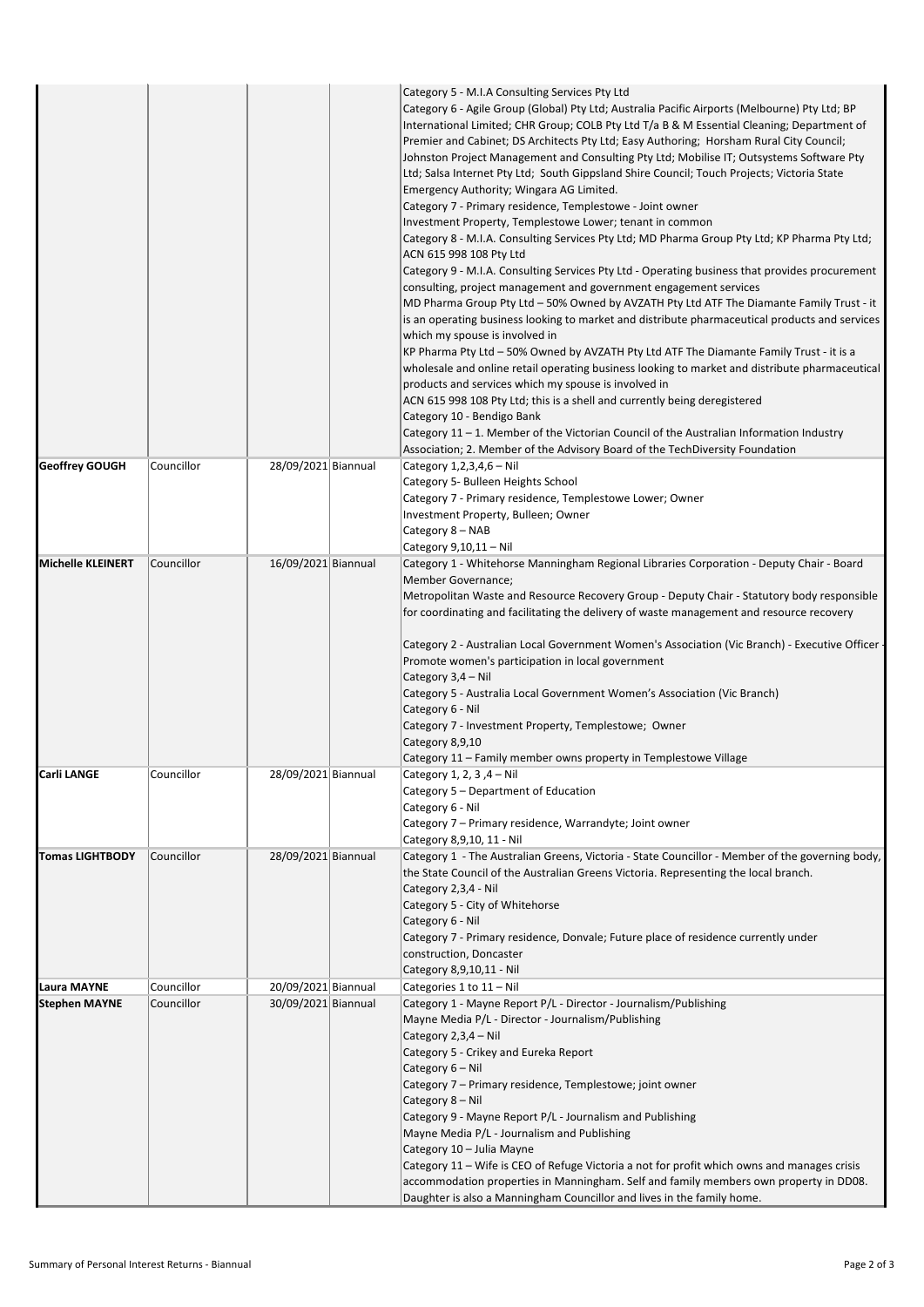| | | | | |
|---|---|---|---|---|
| | | | | Category 5 - M.I.A Consulting Services Pty Ltd<br>Category 6 - Agile Group (Global) Pty Ltd; Australia Pacific Airports (Melbourne) Pty Ltd; BP International Limited; CHR Group; COLB Pty Ltd T/a B & M Essential Cleaning; Department of Premier and Cabinet; DS Architects Pty Ltd; Easy Authoring; Horsham Rural City Council; Johnston Project Management and Consulting Pty Ltd; Mobilise IT; Outsystems Software Pty Ltd; Salsa Internet Pty Ltd; South Gippsland Shire Council; Touch Projects; Victoria State Emergency Authority; Wingara AG Limited.<br>Category 7 - Primary residence, Templestowe - Joint owner<br>Investment Property, Templestowe Lower; tenant in common<br>Category 8 - M.I.A. Consulting Services Pty Ltd; MD Pharma Group Pty Ltd; KP Pharma Pty Ltd; ACN 615 998 108 Pty Ltd<br>Category 9 - M.I.A. Consulting Services Pty Ltd - Operating business that provides procurement consulting, project management and government engagement services<br>MD Pharma Group Pty Ltd – 50% Owned by AVZATH Pty Ltd ATF The Diamante Family Trust - it is an operating business looking to market and distribute pharmaceutical products and services which my spouse is involved in<br>KP Pharma Pty Ltd – 50% Owned by AVZATH Pty Ltd ATF The Diamante Family Trust - it is a wholesale and online retail operating business looking to market and distribute pharmaceutical products and services which my spouse is involved in<br>ACN 615 998 108 Pty Ltd; this is a shell and currently being deregistered<br>Category 10 - Bendigo Bank<br>Category 11 – 1. Member of the Victorian Council of the Australian Information Industry Association; 2. Member of the Advisory Board of the TechDiversity Foundation |
| **Geoffrey GOUGH** | Councillor | 28/09/2021 | Biannual | Category 1,2,3,4,6 – Nil<br>Category 5- Bulleen Heights School<br>Category 7 - Primary residence, Templestowe Lower; Owner<br>Investment Property, Bulleen; Owner<br>Category 8 – NAB<br>Category 9,10,11 – Nil |
| **Michelle KLEINERT** | Councillor | 16/09/2021 | Biannual | Category 1 - Whitehorse Manningham Regional Libraries Corporation - Deputy Chair - Board Member Governance;<br>Metropolitan Waste and Resource Recovery Group - Deputy Chair - Statutory body responsible for coordinating and facilitating the delivery of waste management and resource recovery<br><br>Category 2 - Australian Local Government Women's Association (Vic Branch) - Executive Officer - Promote women's participation in local government<br>Category 3,4 – Nil<br>Category 5 - Australia Local Government Women's Association (Vic Branch)<br>Category 6 - Nil<br>Category 7 - Investment Property, Templestowe; Owner<br>Category 8,9,10<br>Category 11 – Family member owns property in Templestowe Village |
| **Carli LANGE** | Councillor | 28/09/2021 | Biannual | Category 1, 2, 3 ,4 – Nil<br>Category 5 – Department of Education<br>Category 6 - Nil<br>Category 7 – Primary residence, Warrandyte; Joint owner<br>Category 8,9,10, 11 - Nil |
| **Tomas LIGHTBODY** | Councillor | 28/09/2021 | Biannual | Category 1 - The Australian Greens, Victoria - State Councillor - Member of the governing body, the State Council of the Australian Greens Victoria. Representing the local branch.<br>Category 2,3,4 - Nil<br>Category 5 - City of Whitehorse<br>Category 6 - Nil<br>Category 7 - Primary residence, Donvale; Future place of residence currently under construction, Doncaster<br>Category 8,9,10,11 - Nil |
| **Laura MAYNE** | Councillor | 20/09/2021 | Biannual | Categories 1 to 11 – Nil |
| **Stephen MAYNE** | Councillor | 30/09/2021 | Biannual | Category 1 - Mayne Report P/L - Director - Journalism/Publishing<br>Mayne Media P/L - Director - Journalism/Publishing<br>Category 2,3,4 – Nil<br>Category 5 - Crikey and Eureka Report<br>Category 6 – Nil<br>Category 7 – Primary residence, Templestowe; joint owner<br>Category 8 – Nil<br>Category 9 - Mayne Report P/L - Journalism and Publishing<br>Mayne Media P/L - Journalism and Publishing<br>Category 10 – Julia Mayne<br>Category 11 – Wife is CEO of Refuge Victoria a not for profit which owns and manages crisis accommodation properties in Manningham. Self and family members own property in DD08. Daughter is also a Manningham Councillor and lives in the family home. |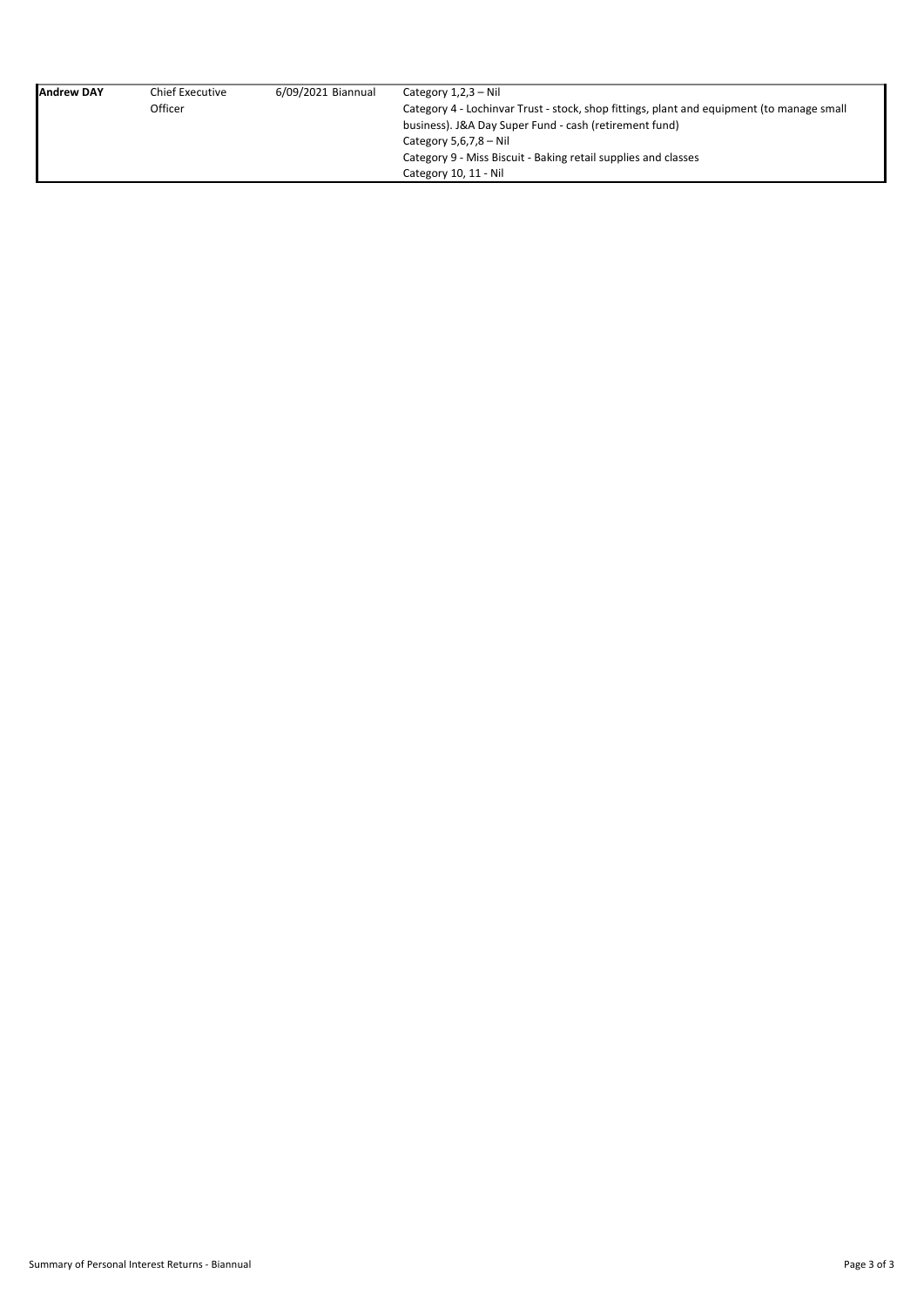| | | | |
|---|---|---|---|
| **Andrew DAY** | Chief Executive Officer | 6/09/2021 Biannual | Category 1,2,3 – Nil<br>Category 4 - Lochinvar Trust - stock, shop fittings, plant and equipment (to manage small business). J&A Day Super Fund - cash (retirement fund)<br>Category 5,6,7,8 – Nil<br>Category 9 - Miss Biscuit - Baking retail supplies and classes<br>Category 10, 11 - Nil |